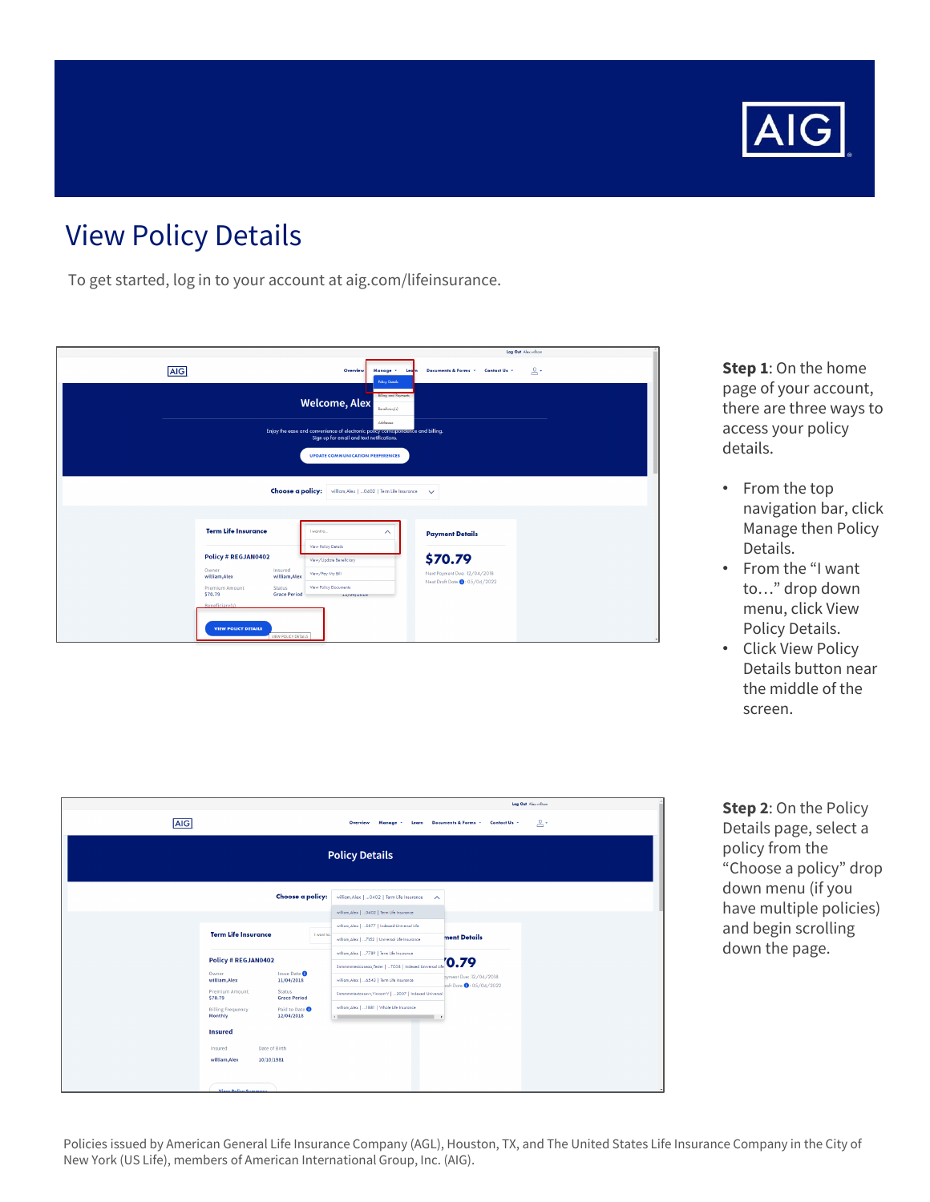# View Policy Details

To get started, log in to your account at aig.com/lifeinsurance.

**Step 1**: On the home page of your account, there are three ways to access your policy details.

- From the top navigation bar, click Manage then Policy Details.
- From the “I want to…” drop down menu, click View Policy Details.
- Click View Policy Details button near the middle of the screen.

**Step 2**: On the Policy Details page, select a policy from the “Choose a policy” drop down menu (if you have multiple policies) and begin scrolling down the page.

Policies issued by American General Life Insurance Company (AGL), Houston, TX, and The United States Life Insurance Company in the City of New York (US Life), members of American International Group, Inc. (AIG).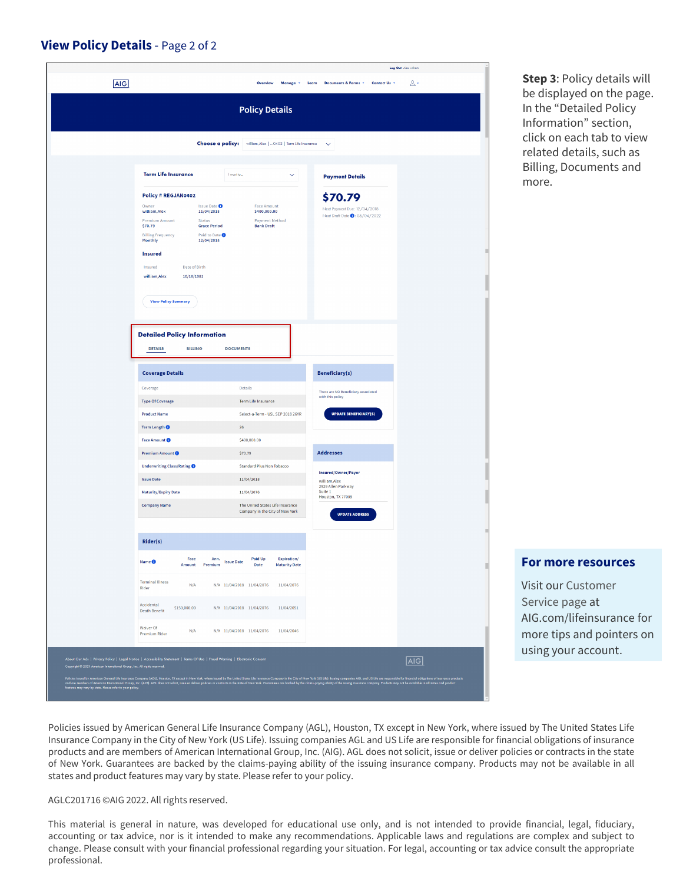# View Policy Details - Page 2 of 2

**Step 3**: Policy details will be displayed on the page. In the “Detailed Policy Information” section, click on each tab to view related details, such as Billing, Documents and more.

## For more resources

Visit our Customer Service page at AIG.com/lifeinsurance for more tips and pointers on using your account.

Policies issued by American General Life Insurance Company (AGL), Houston, TX except in New York, where issued by The United States Life Insurance Company in the City of New York (US Life). Issuing companies AGL and US Life are responsible for financial obligations of insurance products and are members of American International Group, Inc. (AIG). AGL does not solicit, issue or deliver policies or contracts in the state of New York. Guarantees are backed by the claims-paying ability of the issuing insurance company. Products may not be available in all states and product features may vary by state. Please refer to your policy.

AGLC201716 ©AIG 2022. All rights reserved.

This material is general in nature, was developed for educational use only, and is not intended to provide financial, legal, fiduciary, accounting or tax advice, nor is it intended to make any recommendations. Applicable laws and regulations are complex and subject to change. Please consult with your financial professional regarding your situation. For legal, accounting or tax advice consult the appropriate professional.